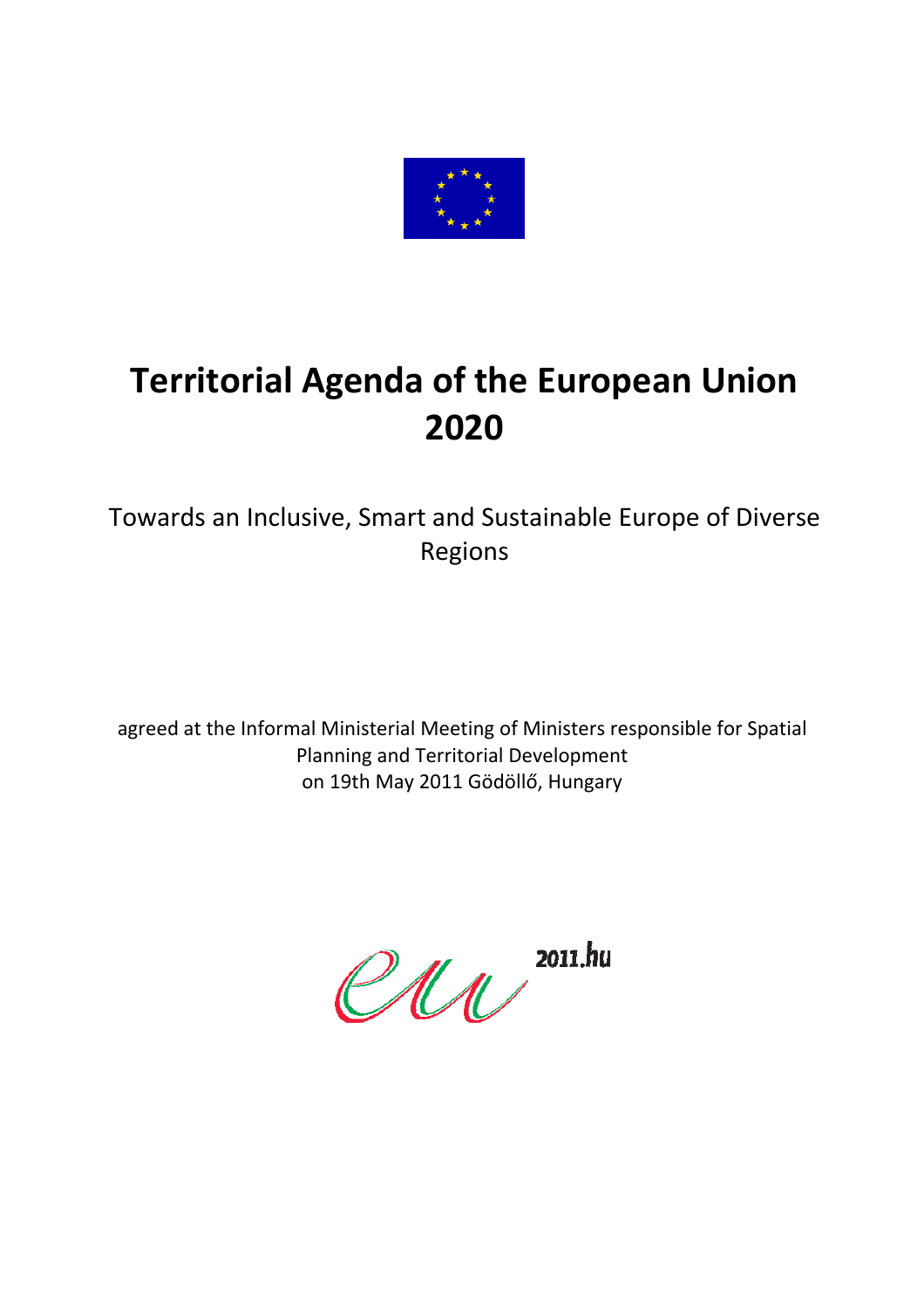# Territorial Agenda of the European Union 2020

Towards an Inclusive, Smart and Sustainable Europe of Diverse Regions

agreed at the Informal Ministerial Meeting of Ministers responsible for Spatial Planning and Territorial Development on 19th May 2011 Gödöllő, Hungary

eu 2011.hu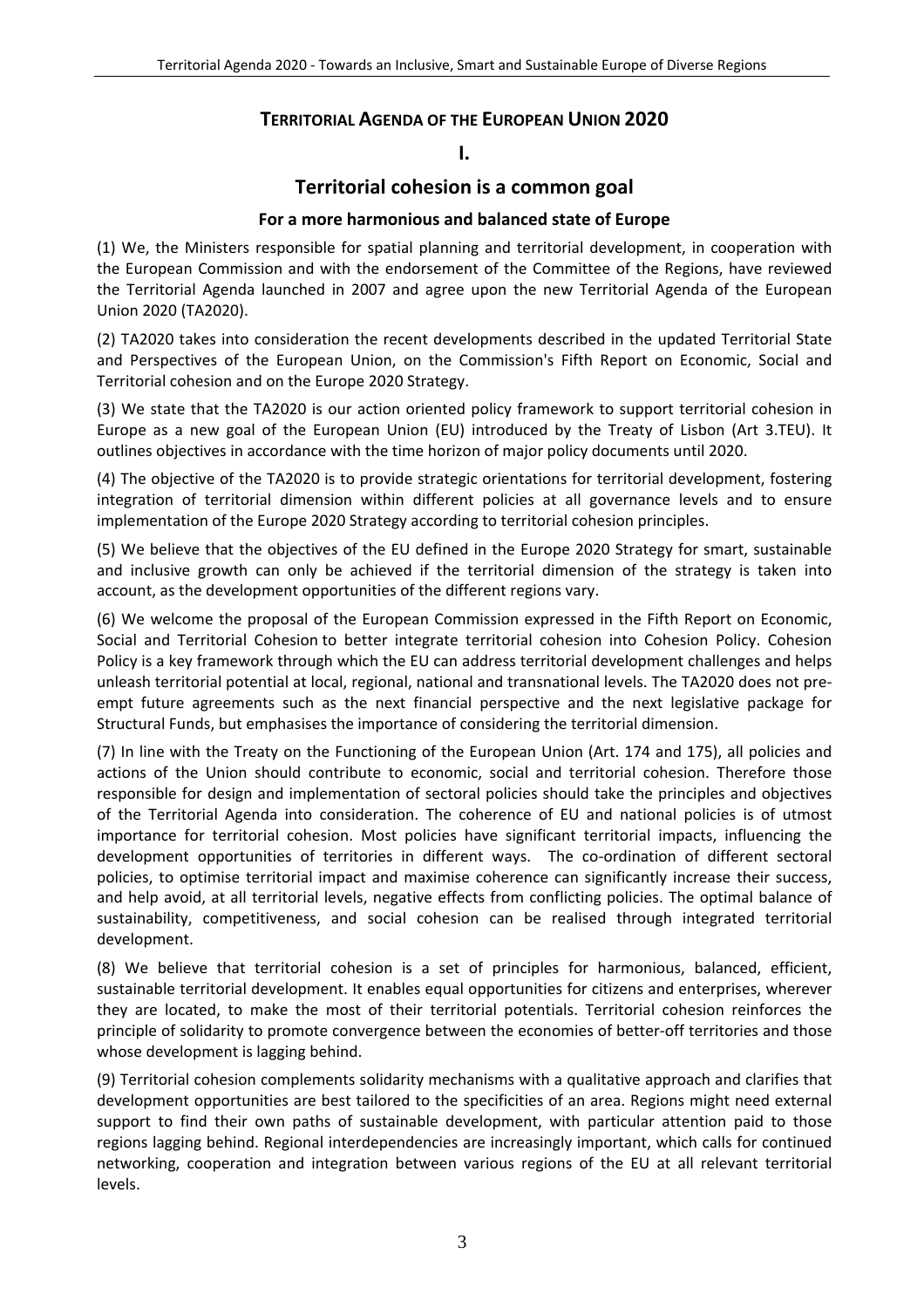# TERRITORIAL AGENDA OF THE EUROPEAN UNION 2020

## I.

## Territorial cohesion is a common goal

### For a more harmonious and balanced state of Europe

(1) We, the Ministers responsible for spatial planning and territorial development, in cooperation with the European Commission and with the endorsement of the Committee of the Regions, have reviewed the Territorial Agenda launched in 2007 and agree upon the new Territorial Agenda of the European Union 2020 (TA2020).

(2) TA2020 takes into consideration the recent developments described in the updated Territorial State and Perspectives of the European Union, on the Commission's Fifth Report on Economic, Social and Territorial cohesion and on the Europe 2020 Strategy.

(3) We state that the TA2020 is our action oriented policy framework to support territorial cohesion in Europe as a new goal of the European Union (EU) introduced by the Treaty of Lisbon (Art 3.TEU). It outlines objectives in accordance with the time horizon of major policy documents until 2020.

(4) The objective of the TA2020 is to provide strategic orientations for territorial development, fostering integration of territorial dimension within different policies at all governance levels and to ensure implementation of the Europe 2020 Strategy according to territorial cohesion principles.

(5) We believe that the objectives of the EU defined in the Europe 2020 Strategy for smart, sustainable and inclusive growth can only be achieved if the territorial dimension of the strategy is taken into account, as the development opportunities of the different regions vary.

(6) We welcome the proposal of the European Commission expressed in the Fifth Report on Economic, Social and Territorial Cohesion to better integrate territorial cohesion into Cohesion Policy. Cohesion Policy is a key framework through which the EU can address territorial development challenges and helps unleash territorial potential at local, regional, national and transnational levels. The TA2020 does not pre-empt future agreements such as the next financial perspective and the next legislative package for Structural Funds, but emphasises the importance of considering the territorial dimension.

(7) In line with the Treaty on the Functioning of the European Union (Art. 174 and 175), all policies and actions of the Union should contribute to economic, social and territorial cohesion. Therefore those responsible for design and implementation of sectoral policies should take the principles and objectives of the Territorial Agenda into consideration. The coherence of EU and national policies is of utmost importance for territorial cohesion. Most policies have significant territorial impacts, influencing the development opportunities of territories in different ways. The co-ordination of different sectoral policies, to optimise territorial impact and maximise coherence can significantly increase their success, and help avoid, at all territorial levels, negative effects from conflicting policies. The optimal balance of sustainability, competitiveness, and social cohesion can be realised through integrated territorial development.

(8) We believe that territorial cohesion is a set of principles for harmonious, balanced, efficient, sustainable territorial development. It enables equal opportunities for citizens and enterprises, wherever they are located, to make the most of their territorial potentials. Territorial cohesion reinforces the principle of solidarity to promote convergence between the economies of better-off territories and those whose development is lagging behind.

(9) Territorial cohesion complements solidarity mechanisms with a qualitative approach and clarifies that development opportunities are best tailored to the specificities of an area. Regions might need external support to find their own paths of sustainable development, with particular attention paid to those regions lagging behind. Regional interdependencies are increasingly important, which calls for continued networking, cooperation and integration between various regions of the EU at all relevant territorial levels.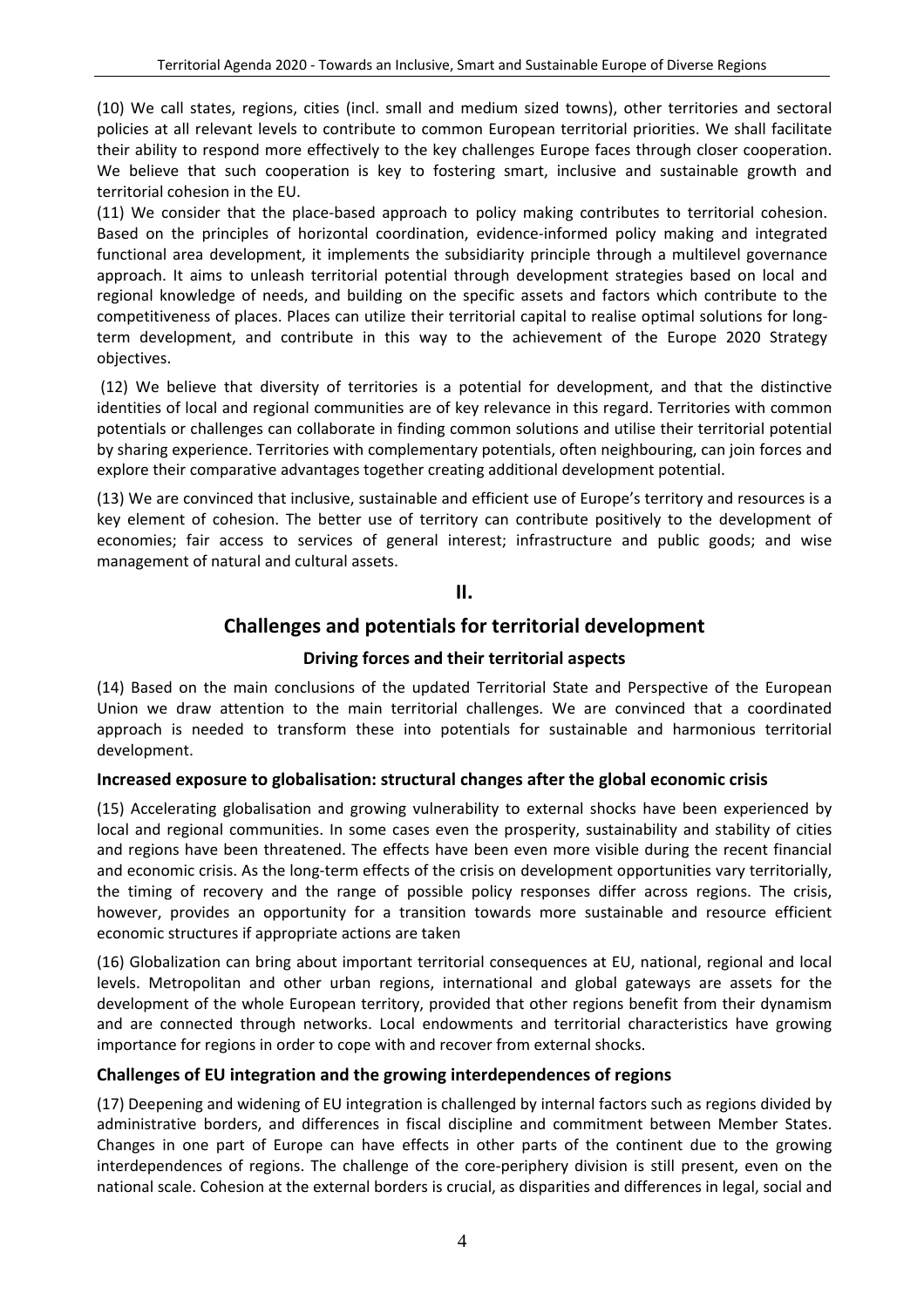(10) We call states, regions, cities (incl. small and medium sized towns), other territories and sectoral policies at all relevant levels to contribute to common European territorial priorities. We shall facilitate their ability to respond more effectively to the key challenges Europe faces through closer cooperation. We believe that such cooperation is key to fostering smart, inclusive and sustainable growth and territorial cohesion in the EU.

(11) We consider that the place-based approach to policy making contributes to territorial cohesion. Based on the principles of horizontal coordination, evidence-informed policy making and integrated functional area development, it implements the subsidiarity principle through a multilevel governance approach. It aims to unleash territorial potential through development strategies based on local and regional knowledge of needs, and building on the specific assets and factors which contribute to the competitiveness of places. Places can utilize their territorial capital to realise optimal solutions for long-term development, and contribute in this way to the achievement of the Europe 2020 Strategy objectives.

(12) We believe that diversity of territories is a potential for development, and that the distinctive identities of local and regional communities are of key relevance in this regard. Territories with common potentials or challenges can collaborate in finding common solutions and utilise their territorial potential by sharing experience. Territories with complementary potentials, often neighbouring, can join forces and explore their comparative advantages together creating additional development potential.

(13) We are convinced that inclusive, sustainable and efficient use of Europe's territory and resources is a key element of cohesion. The better use of territory can contribute positively to the development of economies; fair access to services of general interest; infrastructure and public goods; and wise management of natural and cultural assets.

## II.

## Challenges and potentials for territorial development

### Driving forces and their territorial aspects

(14) Based on the main conclusions of the updated Territorial State and Perspective of the European Union we draw attention to the main territorial challenges. We are convinced that a coordinated approach is needed to transform these into potentials for sustainable and harmonious territorial development.

### Increased exposure to globalisation: structural changes after the global economic crisis

(15) Accelerating globalisation and growing vulnerability to external shocks have been experienced by local and regional communities. In some cases even the prosperity, sustainability and stability of cities and regions have been threatened. The effects have been even more visible during the recent financial and economic crisis. As the long-term effects of the crisis on development opportunities vary territorially, the timing of recovery and the range of possible policy responses differ across regions. The crisis, however, provides an opportunity for a transition towards more sustainable and resource efficient economic structures if appropriate actions are taken

(16) Globalization can bring about important territorial consequences at EU, national, regional and local levels. Metropolitan and other urban regions, international and global gateways are assets for the development of the whole European territory, provided that other regions benefit from their dynamism and are connected through networks. Local endowments and territorial characteristics have growing importance for regions in order to cope with and recover from external shocks.

### Challenges of EU integration and the growing interdependences of regions

(17) Deepening and widening of EU integration is challenged by internal factors such as regions divided by administrative borders, and differences in fiscal discipline and commitment between Member States. Changes in one part of Europe can have effects in other parts of the continent due to the growing interdependences of regions. The challenge of the core-periphery division is still present, even on the national scale. Cohesion at the external borders is crucial, as disparities and differences in legal, social and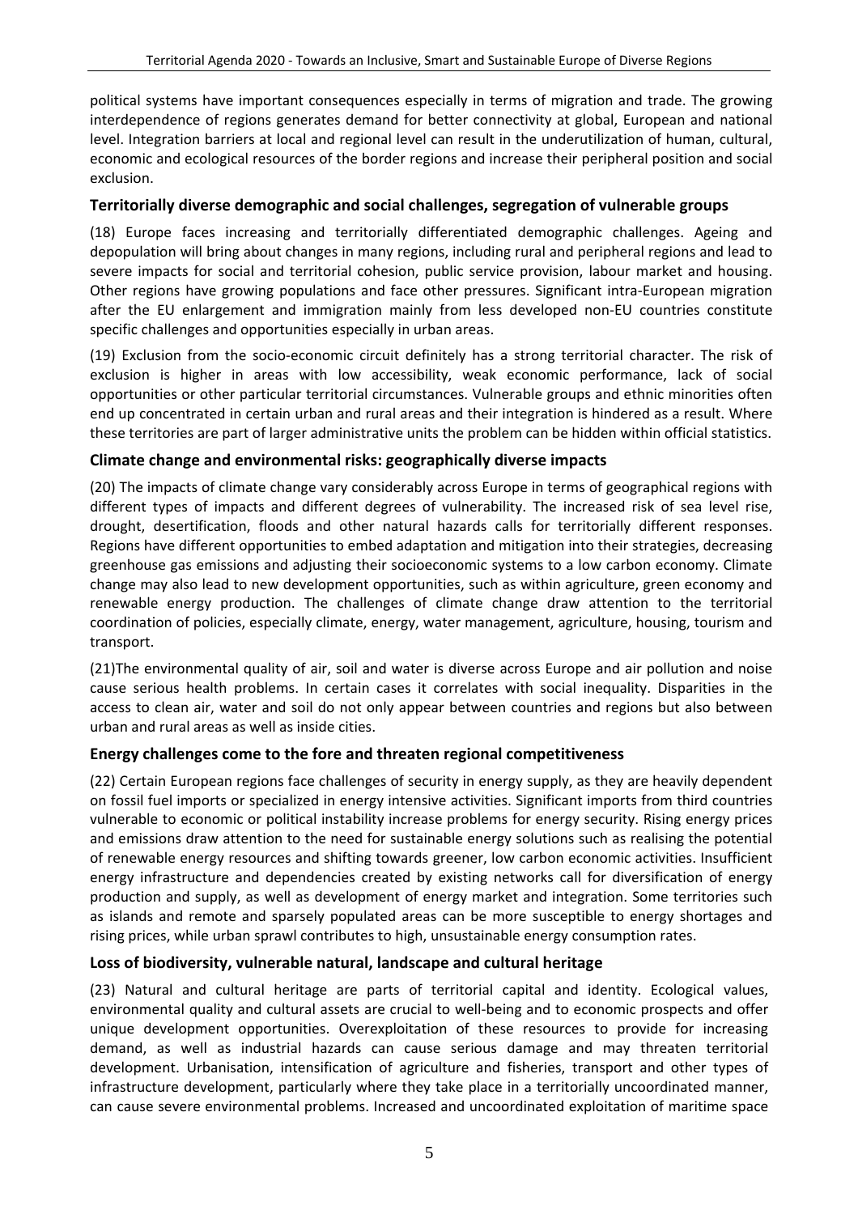political systems have important consequences especially in terms of migration and trade. The growing interdependence of regions generates demand for better connectivity at global, European and national level. Integration barriers at local and regional level can result in the underutilization of human, cultural, economic and ecological resources of the border regions and increase their peripheral position and social exclusion.

### Territorially diverse demographic and social challenges, segregation of vulnerable groups

(18) Europe faces increasing and territorially differentiated demographic challenges. Ageing and depopulation will bring about changes in many regions, including rural and peripheral regions and lead to severe impacts for social and territorial cohesion, public service provision, labour market and housing. Other regions have growing populations and face other pressures. Significant intra-European migration after the EU enlargement and immigration mainly from less developed non-EU countries constitute specific challenges and opportunities especially in urban areas.

(19) Exclusion from the socio-economic circuit definitely has a strong territorial character. The risk of exclusion is higher in areas with low accessibility, weak economic performance, lack of social opportunities or other particular territorial circumstances. Vulnerable groups and ethnic minorities often end up concentrated in certain urban and rural areas and their integration is hindered as a result. Where these territories are part of larger administrative units the problem can be hidden within official statistics.

### Climate change and environmental risks: geographically diverse impacts

(20) The impacts of climate change vary considerably across Europe in terms of geographical regions with different types of impacts and different degrees of vulnerability. The increased risk of sea level rise, drought, desertification, floods and other natural hazards calls for territorially different responses. Regions have different opportunities to embed adaptation and mitigation into their strategies, decreasing greenhouse gas emissions and adjusting their socioeconomic systems to a low carbon economy. Climate change may also lead to new development opportunities, such as within agriculture, green economy and renewable energy production. The challenges of climate change draw attention to the territorial coordination of policies, especially climate, energy, water management, agriculture, housing, tourism and transport.

(21)The environmental quality of air, soil and water is diverse across Europe and air pollution and noise cause serious health problems. In certain cases it correlates with social inequality. Disparities in the access to clean air, water and soil do not only appear between countries and regions but also between urban and rural areas as well as inside cities.

### Energy challenges come to the fore and threaten regional competitiveness

(22) Certain European regions face challenges of security in energy supply, as they are heavily dependent on fossil fuel imports or specialized in energy intensive activities. Significant imports from third countries vulnerable to economic or political instability increase problems for energy security. Rising energy prices and emissions draw attention to the need for sustainable energy solutions such as realising the potential of renewable energy resources and shifting towards greener, low carbon economic activities. Insufficient energy infrastructure and dependencies created by existing networks call for diversification of energy production and supply, as well as development of energy market and integration. Some territories such as islands and remote and sparsely populated areas can be more susceptible to energy shortages and rising prices, while urban sprawl contributes to high, unsustainable energy consumption rates.

### Loss of biodiversity, vulnerable natural, landscape and cultural heritage

(23) Natural and cultural heritage are parts of territorial capital and identity. Ecological values, environmental quality and cultural assets are crucial to well-being and to economic prospects and offer unique development opportunities. Overexploitation of these resources to provide for increasing demand, as well as industrial hazards can cause serious damage and may threaten territorial development. Urbanisation, intensification of agriculture and fisheries, transport and other types of infrastructure development, particularly where they take place in a territorially uncoordinated manner, can cause severe environmental problems. Increased and uncoordinated exploitation of maritime space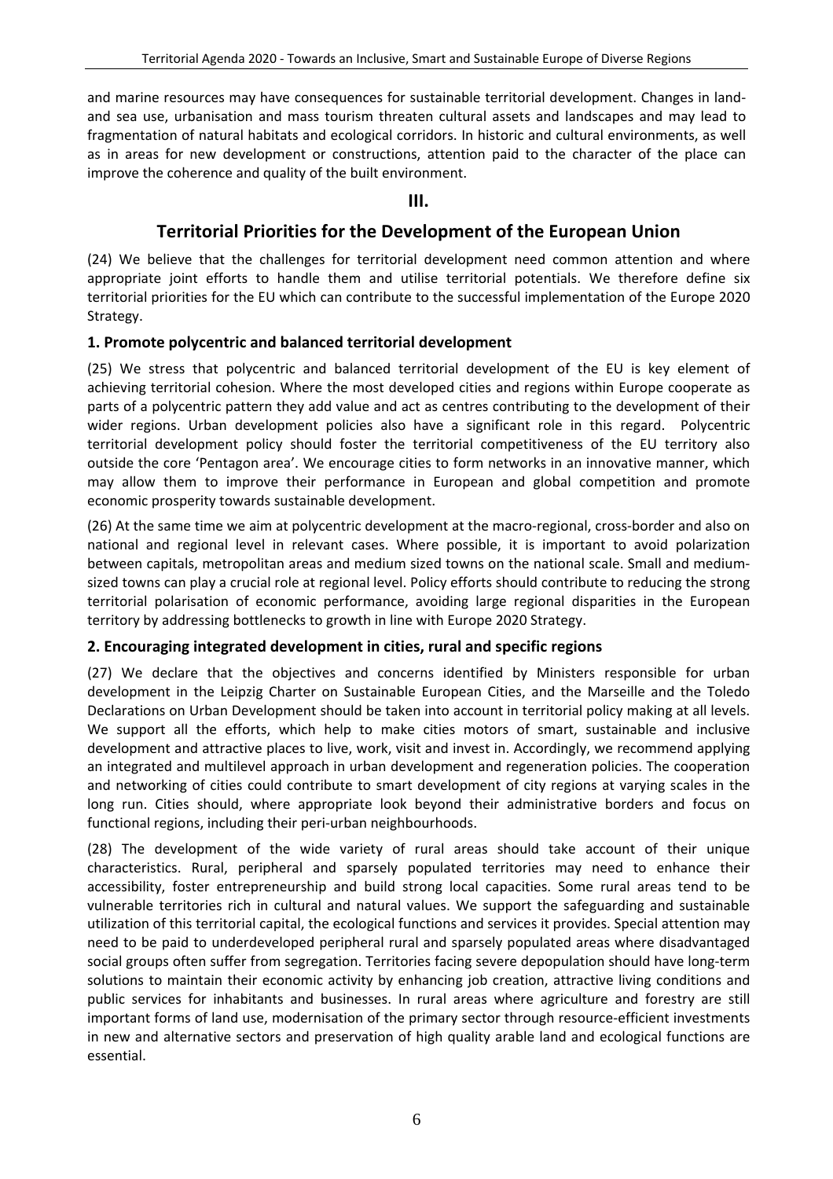and marine resources may have consequences for sustainable territorial development. Changes in land- and sea use, urbanisation and mass tourism threaten cultural assets and landscapes and may lead to fragmentation of natural habitats and ecological corridors. In historic and cultural environments, as well as in areas for new development or constructions, attention paid to the character of the place can improve the coherence and quality of the built environment.

## III.

## Territorial Priorities for the Development of the European Union

(24) We believe that the challenges for territorial development need common attention and where appropriate joint efforts to handle them and utilise territorial potentials. We therefore define six territorial priorities for the EU which can contribute to the successful implementation of the Europe 2020 Strategy.

### 1. Promote polycentric and balanced territorial development

(25) We stress that polycentric and balanced territorial development of the EU is key element of achieving territorial cohesion. Where the most developed cities and regions within Europe cooperate as parts of a polycentric pattern they add value and act as centres contributing to the development of their wider regions. Urban development policies also have a significant role in this regard. Polycentric territorial development policy should foster the territorial competitiveness of the EU territory also outside the core 'Pentagon area'. We encourage cities to form networks in an innovative manner, which may allow them to improve their performance in European and global competition and promote economic prosperity towards sustainable development.

(26) At the same time we aim at polycentric development at the macro-regional, cross-border and also on national and regional level in relevant cases. Where possible, it is important to avoid polarization between capitals, metropolitan areas and medium sized towns on the national scale. Small and medium-sized towns can play a crucial role at regional level. Policy efforts should contribute to reducing the strong territorial polarisation of economic performance, avoiding large regional disparities in the European territory by addressing bottlenecks to growth in line with Europe 2020 Strategy.

### 2. Encouraging integrated development in cities, rural and specific regions

(27) We declare that the objectives and concerns identified by Ministers responsible for urban development in the Leipzig Charter on Sustainable European Cities, and the Marseille and the Toledo Declarations on Urban Development should be taken into account in territorial policy making at all levels. We support all the efforts, which help to make cities motors of smart, sustainable and inclusive development and attractive places to live, work, visit and invest in. Accordingly, we recommend applying an integrated and multilevel approach in urban development and regeneration policies. The cooperation and networking of cities could contribute to smart development of city regions at varying scales in the long run. Cities should, where appropriate look beyond their administrative borders and focus on functional regions, including their peri-urban neighbourhoods.

(28) The development of the wide variety of rural areas should take account of their unique characteristics. Rural, peripheral and sparsely populated territories may need to enhance their accessibility, foster entrepreneurship and build strong local capacities. Some rural areas tend to be vulnerable territories rich in cultural and natural values. We support the safeguarding and sustainable utilization of this territorial capital, the ecological functions and services it provides. Special attention may need to be paid to underdeveloped peripheral rural and sparsely populated areas where disadvantaged social groups often suffer from segregation. Territories facing severe depopulation should have long-term solutions to maintain their economic activity by enhancing job creation, attractive living conditions and public services for inhabitants and businesses. In rural areas where agriculture and forestry are still important forms of land use, modernisation of the primary sector through resource-efficient investments in new and alternative sectors and preservation of high quality arable land and ecological functions are essential.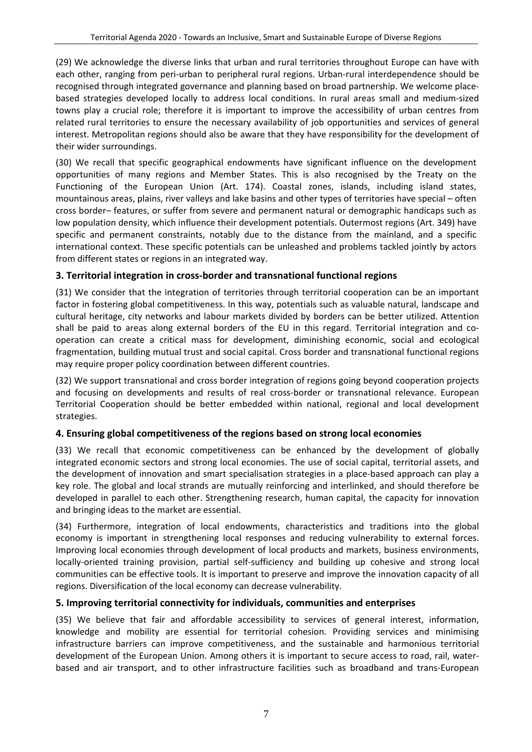(29) We acknowledge the diverse links that urban and rural territories throughout Europe can have with each other, ranging from peri-urban to peripheral rural regions. Urban-rural interdependence should be recognised through integrated governance and planning based on broad partnership. We welcome place-based strategies developed locally to address local conditions. In rural areas small and medium-sized towns play a crucial role; therefore it is important to improve the accessibility of urban centres from related rural territories to ensure the necessary availability of job opportunities and services of general interest. Metropolitan regions should also be aware that they have responsibility for the development of their wider surroundings.

(30) We recall that specific geographical endowments have significant influence on the development opportunities of many regions and Member States. This is also recognised by the Treaty on the Functioning of the European Union (Art. 174). Coastal zones, islands, including island states, mountainous areas, plains, river valleys and lake basins and other types of territories have special – often cross border– features, or suffer from severe and permanent natural or demographic handicaps such as low population density, which influence their development potentials. Outermost regions (Art. 349) have specific and permanent constraints, notably due to the distance from the mainland, and a specific international context. These specific potentials can be unleashed and problems tackled jointly by actors from different states or regions in an integrated way.

### 3. Territorial integration in cross-border and transnational functional regions

(31) We consider that the integration of territories through territorial cooperation can be an important factor in fostering global competitiveness. In this way, potentials such as valuable natural, landscape and cultural heritage, city networks and labour markets divided by borders can be better utilized. Attention shall be paid to areas along external borders of the EU in this regard. Territorial integration and co-operation can create a critical mass for development, diminishing economic, social and ecological fragmentation, building mutual trust and social capital. Cross border and transnational functional regions may require proper policy coordination between different countries.

(32) We support transnational and cross border integration of regions going beyond cooperation projects and focusing on developments and results of real cross-border or transnational relevance. European Territorial Cooperation should be better embedded within national, regional and local development strategies.

### 4. Ensuring global competitiveness of the regions based on strong local economies

(33) We recall that economic competitiveness can be enhanced by the development of globally integrated economic sectors and strong local economies. The use of social capital, territorial assets, and the development of innovation and smart specialisation strategies in a place-based approach can play a key role. The global and local strands are mutually reinforcing and interlinked, and should therefore be developed in parallel to each other. Strengthening research, human capital, the capacity for innovation and bringing ideas to the market are essential.

(34) Furthermore, integration of local endowments, characteristics and traditions into the global economy is important in strengthening local responses and reducing vulnerability to external forces. Improving local economies through development of local products and markets, business environments, locally-oriented training provision, partial self-sufficiency and building up cohesive and strong local communities can be effective tools. It is important to preserve and improve the innovation capacity of all regions. Diversification of the local economy can decrease vulnerability.

### 5. Improving territorial connectivity for individuals, communities and enterprises

(35) We believe that fair and affordable accessibility to services of general interest, information, knowledge and mobility are essential for territorial cohesion. Providing services and minimising infrastructure barriers can improve competitiveness, and the sustainable and harmonious territorial development of the European Union. Among others it is important to secure access to road, rail, water-based and air transport, and to other infrastructure facilities such as broadband and trans-European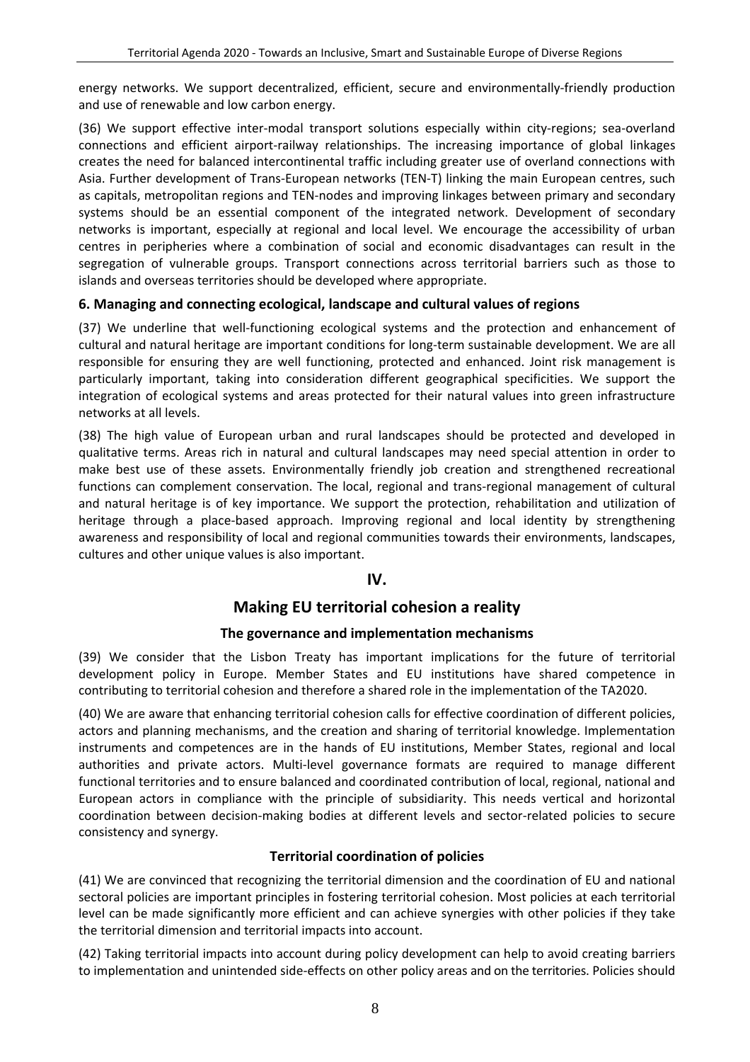energy networks. We support decentralized, efficient, secure and environmentally-friendly production and use of renewable and low carbon energy.

(36) We support effective inter-modal transport solutions especially within city-regions; sea-overland connections and efficient airport-railway relationships. The increasing importance of global linkages creates the need for balanced intercontinental traffic including greater use of overland connections with Asia. Further development of Trans-European networks (TEN-T) linking the main European centres, such as capitals, metropolitan regions and TEN-nodes and improving linkages between primary and secondary systems should be an essential component of the integrated network. Development of secondary networks is important, especially at regional and local level. We encourage the accessibility of urban centres in peripheries where a combination of social and economic disadvantages can result in the segregation of vulnerable groups. Transport connections across territorial barriers such as those to islands and overseas territories should be developed where appropriate.

### 6. Managing and connecting ecological, landscape and cultural values of regions

(37) We underline that well-functioning ecological systems and the protection and enhancement of cultural and natural heritage are important conditions for long-term sustainable development. We are all responsible for ensuring they are well functioning, protected and enhanced. Joint risk management is particularly important, taking into consideration different geographical specificities. We support the integration of ecological systems and areas protected for their natural values into green infrastructure networks at all levels.

(38) The high value of European urban and rural landscapes should be protected and developed in qualitative terms. Areas rich in natural and cultural landscapes may need special attention in order to make best use of these assets. Environmentally friendly job creation and strengthened recreational functions can complement conservation. The local, regional and trans-regional management of cultural and natural heritage is of key importance. We support the protection, rehabilitation and utilization of heritage through a place-based approach. Improving regional and local identity by strengthening awareness and responsibility of local and regional communities towards their environments, landscapes, cultures and other unique values is also important.

## IV.

## Making EU territorial cohesion a reality

### The governance and implementation mechanisms

(39) We consider that the Lisbon Treaty has important implications for the future of territorial development policy in Europe. Member States and EU institutions have shared competence in contributing to territorial cohesion and therefore a shared role in the implementation of the TA2020.

(40) We are aware that enhancing territorial cohesion calls for effective coordination of different policies, actors and planning mechanisms, and the creation and sharing of territorial knowledge. Implementation instruments and competences are in the hands of EU institutions, Member States, regional and local authorities and private actors. Multi-level governance formats are required to manage different functional territories and to ensure balanced and coordinated contribution of local, regional, national and European actors in compliance with the principle of subsidiarity. This needs vertical and horizontal coordination between decision-making bodies at different levels and sector-related policies to secure consistency and synergy.

### Territorial coordination of policies

(41) We are convinced that recognizing the territorial dimension and the coordination of EU and national sectoral policies are important principles in fostering territorial cohesion. Most policies at each territorial level can be made significantly more efficient and can achieve synergies with other policies if they take the territorial dimension and territorial impacts into account.

(42) Taking territorial impacts into account during policy development can help to avoid creating barriers to implementation and unintended side-effects on other policy areas and on the territories. Policies should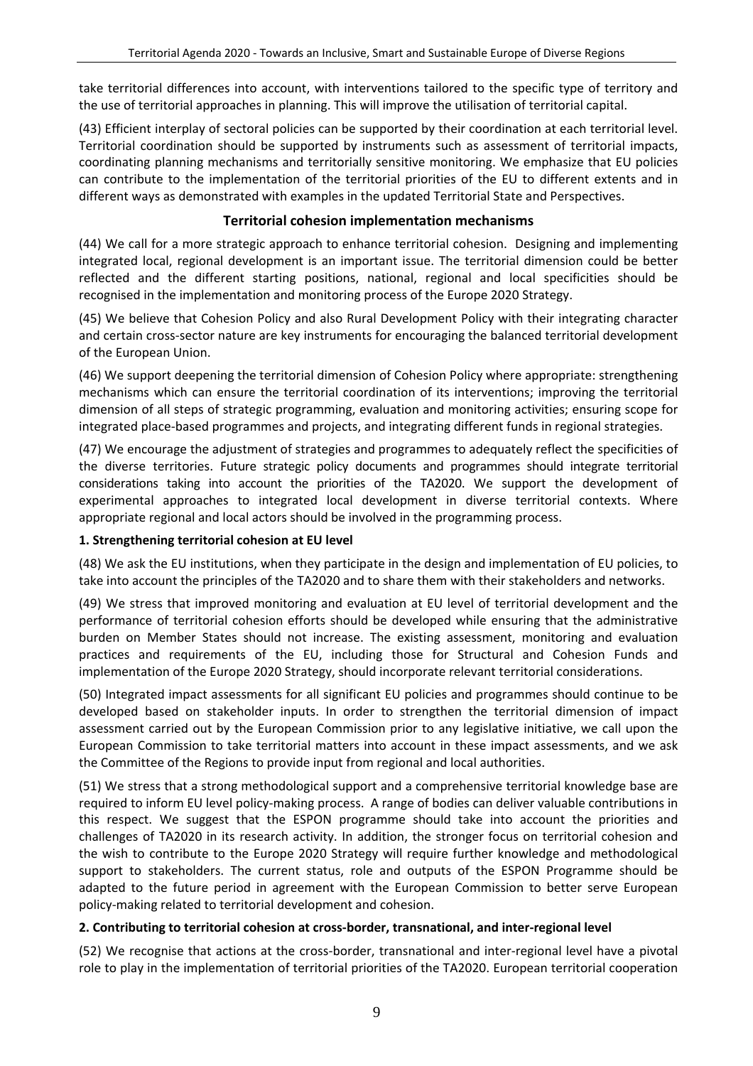take territorial differences into account, with interventions tailored to the specific type of territory and the use of territorial approaches in planning. This will improve the utilisation of territorial capital.

(43) Efficient interplay of sectoral policies can be supported by their coordination at each territorial level. Territorial coordination should be supported by instruments such as assessment of territorial impacts, coordinating planning mechanisms and territorially sensitive monitoring. We emphasize that EU policies can contribute to the implementation of the territorial priorities of the EU to different extents and in different ways as demonstrated with examples in the updated Territorial State and Perspectives.

## Territorial cohesion implementation mechanisms

(44) We call for a more strategic approach to enhance territorial cohesion. Designing and implementing integrated local, regional development is an important issue. The territorial dimension could be better reflected and the different starting positions, national, regional and local specificities should be recognised in the implementation and monitoring process of the Europe 2020 Strategy.

(45) We believe that Cohesion Policy and also Rural Development Policy with their integrating character and certain cross-sector nature are key instruments for encouraging the balanced territorial development of the European Union.

(46) We support deepening the territorial dimension of Cohesion Policy where appropriate: strengthening mechanisms which can ensure the territorial coordination of its interventions; improving the territorial dimension of all steps of strategic programming, evaluation and monitoring activities; ensuring scope for integrated place-based programmes and projects, and integrating different funds in regional strategies.

(47) We encourage the adjustment of strategies and programmes to adequately reflect the specificities of the diverse territories. Future strategic policy documents and programmes should integrate territorial considerations taking into account the priorities of the TA2020. We support the development of experimental approaches to integrated local development in diverse territorial contexts. Where appropriate regional and local actors should be involved in the programming process.

### 1. Strengthening territorial cohesion at EU level

(48) We ask the EU institutions, when they participate in the design and implementation of EU policies, to take into account the principles of the TA2020 and to share them with their stakeholders and networks.

(49) We stress that improved monitoring and evaluation at EU level of territorial development and the performance of territorial cohesion efforts should be developed while ensuring that the administrative burden on Member States should not increase. The existing assessment, monitoring and evaluation practices and requirements of the EU, including those for Structural and Cohesion Funds and implementation of the Europe 2020 Strategy, should incorporate relevant territorial considerations.

(50) Integrated impact assessments for all significant EU policies and programmes should continue to be developed based on stakeholder inputs. In order to strengthen the territorial dimension of impact assessment carried out by the European Commission prior to any legislative initiative, we call upon the European Commission to take territorial matters into account in these impact assessments, and we ask the Committee of the Regions to provide input from regional and local authorities.

(51) We stress that a strong methodological support and a comprehensive territorial knowledge base are required to inform EU level policy-making process. A range of bodies can deliver valuable contributions in this respect. We suggest that the ESPON programme should take into account the priorities and challenges of TA2020 in its research activity. In addition, the stronger focus on territorial cohesion and the wish to contribute to the Europe 2020 Strategy will require further knowledge and methodological support to stakeholders. The current status, role and outputs of the ESPON Programme should be adapted to the future period in agreement with the European Commission to better serve European policy-making related to territorial development and cohesion.

### 2. Contributing to territorial cohesion at cross-border, transnational, and inter-regional level

(52) We recognise that actions at the cross-border, transnational and inter-regional level have a pivotal role to play in the implementation of territorial priorities of the TA2020. European territorial cooperation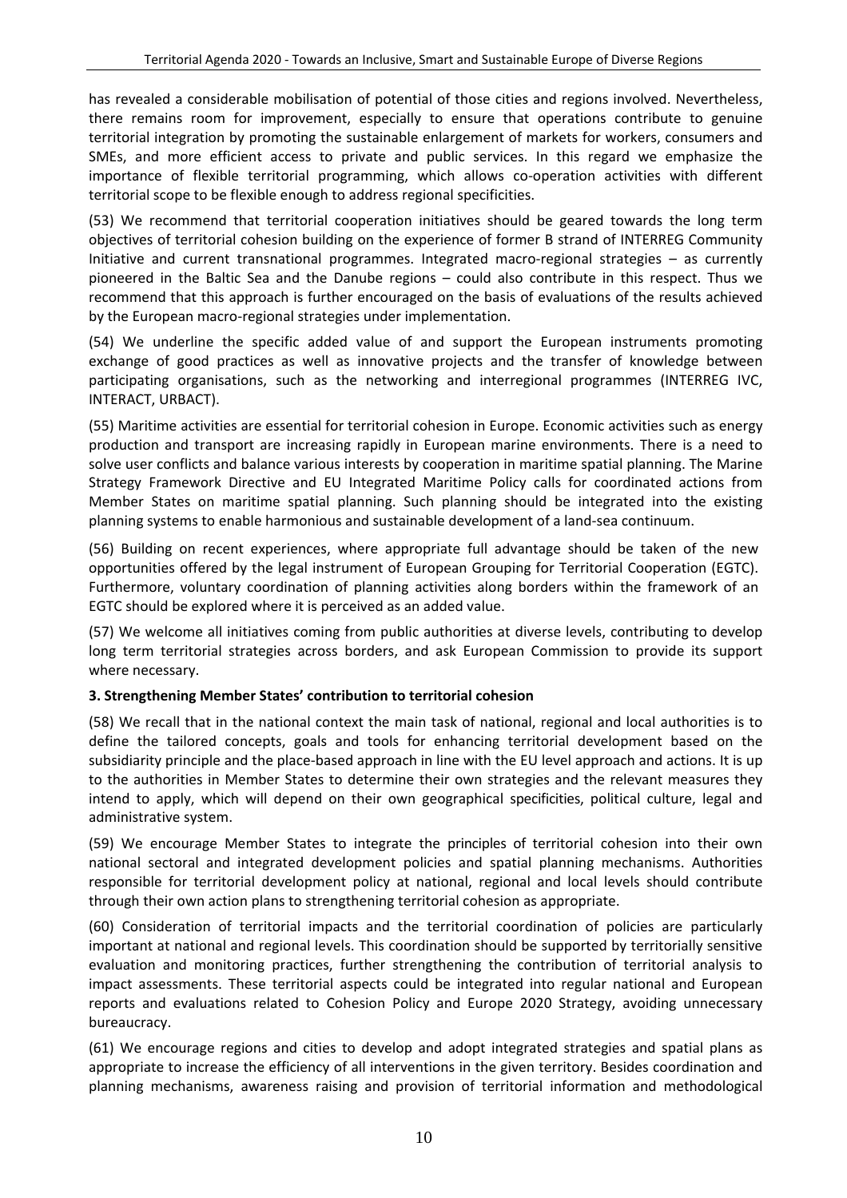has revealed a considerable mobilisation of potential of those cities and regions involved. Nevertheless, there remains room for improvement, especially to ensure that operations contribute to genuine territorial integration by promoting the sustainable enlargement of markets for workers, consumers and SMEs, and more efficient access to private and public services. In this regard we emphasize the importance of flexible territorial programming, which allows co-operation activities with different territorial scope to be flexible enough to address regional specificities.

(53) We recommend that territorial cooperation initiatives should be geared towards the long term objectives of territorial cohesion building on the experience of former B strand of INTERREG Community Initiative and current transnational programmes. Integrated macro-regional strategies – as currently pioneered in the Baltic Sea and the Danube regions – could also contribute in this respect. Thus we recommend that this approach is further encouraged on the basis of evaluations of the results achieved by the European macro-regional strategies under implementation.

(54) We underline the specific added value of and support the European instruments promoting exchange of good practices as well as innovative projects and the transfer of knowledge between participating organisations, such as the networking and interregional programmes (INTERREG IVC, INTERACT, URBACT).

(55) Maritime activities are essential for territorial cohesion in Europe. Economic activities such as energy production and transport are increasing rapidly in European marine environments. There is a need to solve user conflicts and balance various interests by cooperation in maritime spatial planning. The Marine Strategy Framework Directive and EU Integrated Maritime Policy calls for coordinated actions from Member States on maritime spatial planning. Such planning should be integrated into the existing planning systems to enable harmonious and sustainable development of a land-sea continuum.

(56) Building on recent experiences, where appropriate full advantage should be taken of the new opportunities offered by the legal instrument of European Grouping for Territorial Cooperation (EGTC). Furthermore, voluntary coordination of planning activities along borders within the framework of an EGTC should be explored where it is perceived as an added value.

(57) We welcome all initiatives coming from public authorities at diverse levels, contributing to develop long term territorial strategies across borders, and ask European Commission to provide its support where necessary.

**3. Strengthening Member States' contribution to territorial cohesion**

(58) We recall that in the national context the main task of national, regional and local authorities is to define the tailored concepts, goals and tools for enhancing territorial development based on the subsidiarity principle and the place-based approach in line with the EU level approach and actions. It is up to the authorities in Member States to determine their own strategies and the relevant measures they intend to apply, which will depend on their own geographical specificities, political culture, legal and administrative system.

(59) We encourage Member States to integrate the principles of territorial cohesion into their own national sectoral and integrated development policies and spatial planning mechanisms. Authorities responsible for territorial development policy at national, regional and local levels should contribute through their own action plans to strengthening territorial cohesion as appropriate.

(60) Consideration of territorial impacts and the territorial coordination of policies are particularly important at national and regional levels. This coordination should be supported by territorially sensitive evaluation and monitoring practices, further strengthening the contribution of territorial analysis to impact assessments. These territorial aspects could be integrated into regular national and European reports and evaluations related to Cohesion Policy and Europe 2020 Strategy, avoiding unnecessary bureaucracy.

(61) We encourage regions and cities to develop and adopt integrated strategies and spatial plans as appropriate to increase the efficiency of all interventions in the given territory. Besides coordination and planning mechanisms, awareness raising and provision of territorial information and methodological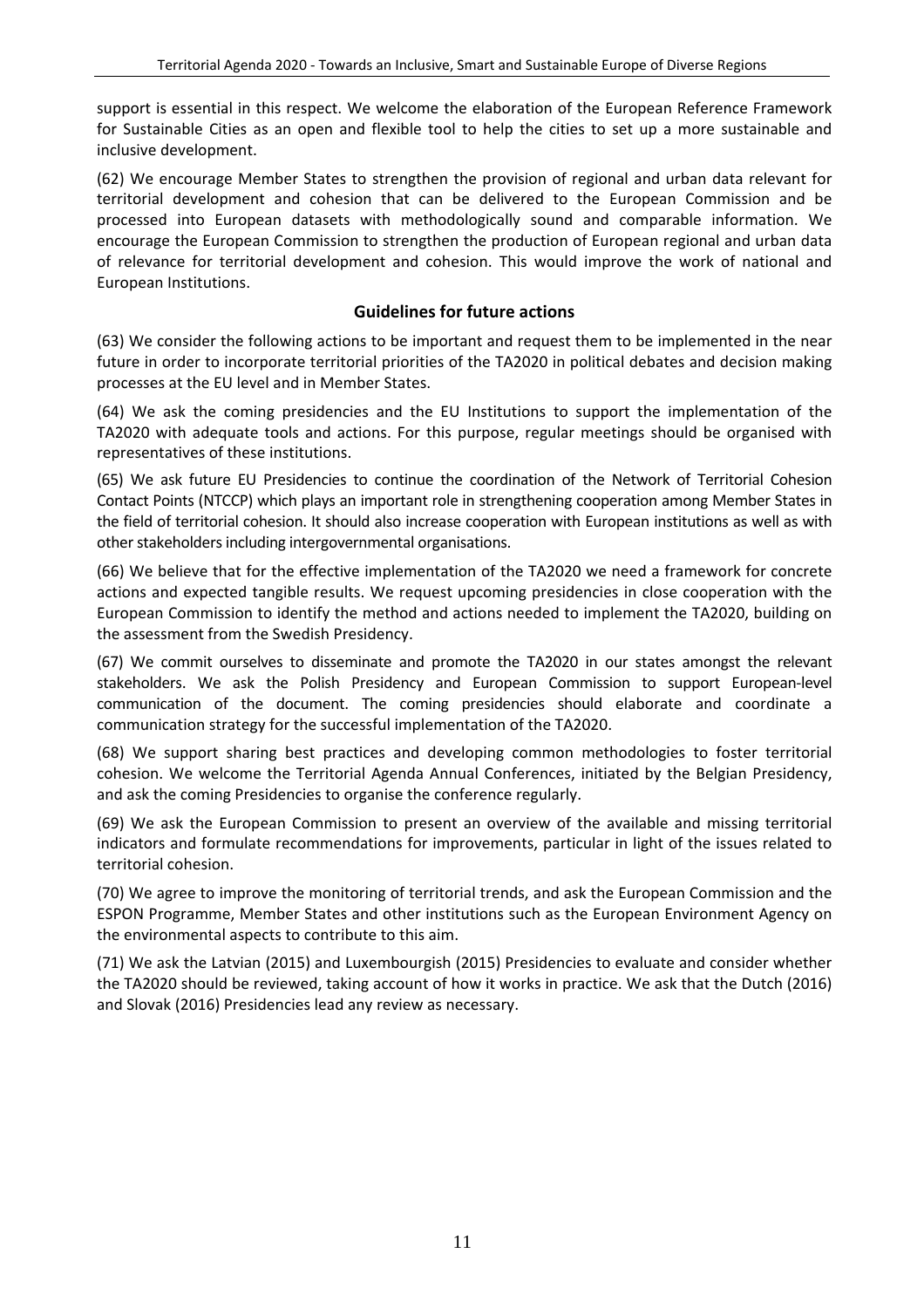support is essential in this respect. We welcome the elaboration of the European Reference Framework for Sustainable Cities as an open and flexible tool to help the cities to set up a more sustainable and inclusive development.

(62) We encourage Member States to strengthen the provision of regional and urban data relevant for territorial development and cohesion that can be delivered to the European Commission and be processed into European datasets with methodologically sound and comparable information. We encourage the European Commission to strengthen the production of European regional and urban data of relevance for territorial development and cohesion. This would improve the work of national and European Institutions.

### Guidelines for future actions

(63) We consider the following actions to be important and request them to be implemented in the near future in order to incorporate territorial priorities of the TA2020 in political debates and decision making processes at the EU level and in Member States.

(64) We ask the coming presidencies and the EU Institutions to support the implementation of the TA2020 with adequate tools and actions. For this purpose, regular meetings should be organised with representatives of these institutions.

(65) We ask future EU Presidencies to continue the coordination of the Network of Territorial Cohesion Contact Points (NTCCP) which plays an important role in strengthening cooperation among Member States in the field of territorial cohesion. It should also increase cooperation with European institutions as well as with other stakeholders including intergovernmental organisations.

(66) We believe that for the effective implementation of the TA2020 we need a framework for concrete actions and expected tangible results. We request upcoming presidencies in close cooperation with the European Commission to identify the method and actions needed to implement the TA2020, building on the assessment from the Swedish Presidency.

(67) We commit ourselves to disseminate and promote the TA2020 in our states amongst the relevant stakeholders. We ask the Polish Presidency and European Commission to support European-level communication of the document. The coming presidencies should elaborate and coordinate a communication strategy for the successful implementation of the TA2020.

(68) We support sharing best practices and developing common methodologies to foster territorial cohesion. We welcome the Territorial Agenda Annual Conferences, initiated by the Belgian Presidency, and ask the coming Presidencies to organise the conference regularly.

(69) We ask the European Commission to present an overview of the available and missing territorial indicators and formulate recommendations for improvements, particular in light of the issues related to territorial cohesion.

(70) We agree to improve the monitoring of territorial trends, and ask the European Commission and the ESPON Programme, Member States and other institutions such as the European Environment Agency on the environmental aspects to contribute to this aim.

(71) We ask the Latvian (2015) and Luxembourgish (2015) Presidencies to evaluate and consider whether the TA2020 should be reviewed, taking account of how it works in practice. We ask that the Dutch (2016) and Slovak (2016) Presidencies lead any review as necessary.